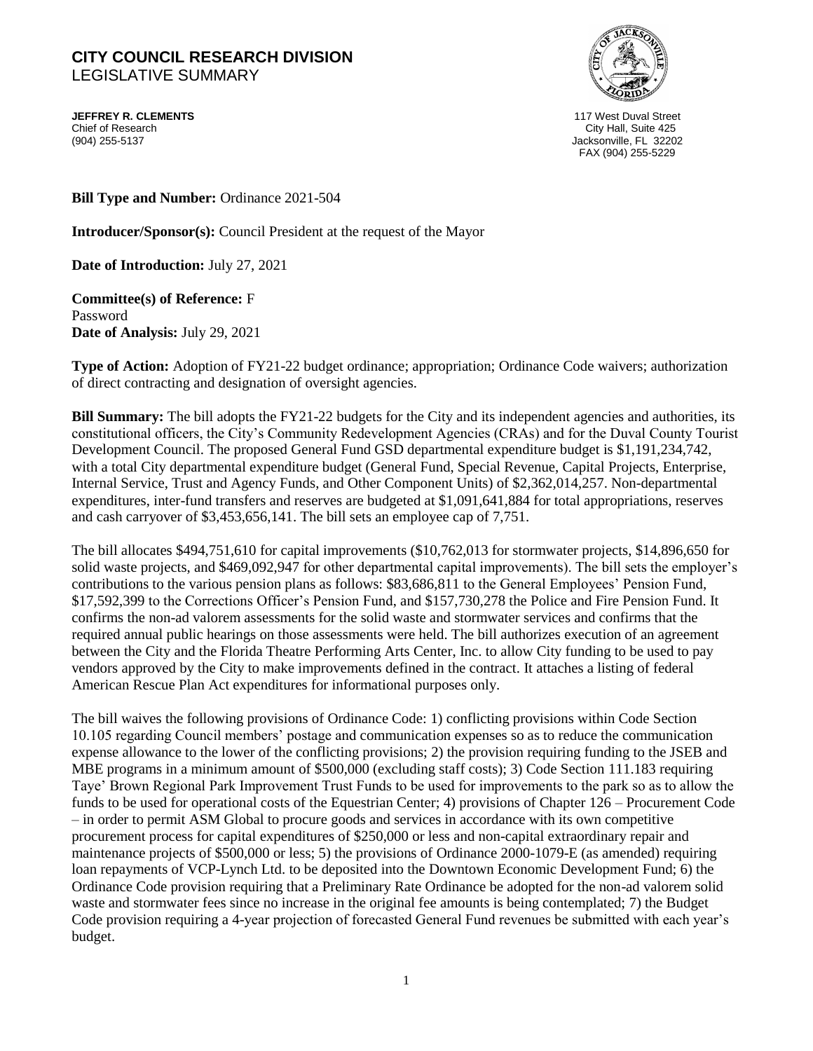# CITY COUNCIL RESEARCH DIVISION

LEGISLATIVE SUMMARY

**JEFFREY R. CLEMENTS**
Chief of Research
(904) 255-5137

117 West Duval Street
City Hall, Suite 425
Jacksonville, FL 32202
FAX (904) 255-5229

**Bill Type and Number:** Ordinance 2021-504

**Introducer/Sponsor(s):** Council President at the request of the Mayor

**Date of Introduction:** July 27, 2021

**Committee(s) of Reference:** F
Password
**Date of Analysis:** July 29, 2021

**Type of Action:** Adoption of FY21-22 budget ordinance; appropriation; Ordinance Code waivers; authorization of direct contracting and designation of oversight agencies.

**Bill Summary:** The bill adopts the FY21-22 budgets for the City and its independent agencies and authorities, its constitutional officers, the City's Community Redevelopment Agencies (CRAs) and for the Duval County Tourist Development Council. The proposed General Fund GSD departmental expenditure budget is $1,191,234,742, with a total City departmental expenditure budget (General Fund, Special Revenue, Capital Projects, Enterprise, Internal Service, Trust and Agency Funds, and Other Component Units) of $2,362,014,257. Non-departmental expenditures, inter-fund transfers and reserves are budgeted at $1,091,641,884 for total appropriations, reserves and cash carryover of $3,453,656,141. The bill sets an employee cap of 7,751.

The bill allocates $494,751,610 for capital improvements ($10,762,013 for stormwater projects, $14,896,650 for solid waste projects, and $469,092,947 for other departmental capital improvements). The bill sets the employer's contributions to the various pension plans as follows: $83,686,811 to the General Employees' Pension Fund, $17,592,399 to the Corrections Officer's Pension Fund, and $157,730,278 the Police and Fire Pension Fund. It confirms the non-ad valorem assessments for the solid waste and stormwater services and confirms that the required annual public hearings on those assessments were held. The bill authorizes execution of an agreement between the City and the Florida Theatre Performing Arts Center, Inc. to allow City funding to be used to pay vendors approved by the City to make improvements defined in the contract. It attaches a listing of federal American Rescue Plan Act expenditures for informational purposes only.

The bill waives the following provisions of Ordinance Code: 1) conflicting provisions within Code Section 10.105 regarding Council members' postage and communication expenses so as to reduce the communication expense allowance to the lower of the conflicting provisions; 2) the provision requiring funding to the JSEB and MBE programs in a minimum amount of $500,000 (excluding staff costs); 3) Code Section 111.183 requiring Taye' Brown Regional Park Improvement Trust Funds to be used for improvements to the park so as to allow the funds to be used for operational costs of the Equestrian Center; 4) provisions of Chapter 126 – Procurement Code – in order to permit ASM Global to procure goods and services in accordance with its own competitive procurement process for capital expenditures of $250,000 or less and non-capital extraordinary repair and maintenance projects of $500,000 or less; 5) the provisions of Ordinance 2000-1079-E (as amended) requiring loan repayments of VCP-Lynch Ltd. to be deposited into the Downtown Economic Development Fund; 6) the Ordinance Code provision requiring that a Preliminary Rate Ordinance be adopted for the non-ad valorem solid waste and stormwater fees since no increase in the original fee amounts is being contemplated; 7) the Budget Code provision requiring a 4-year projection of forecasted General Fund revenues be submitted with each year's budget.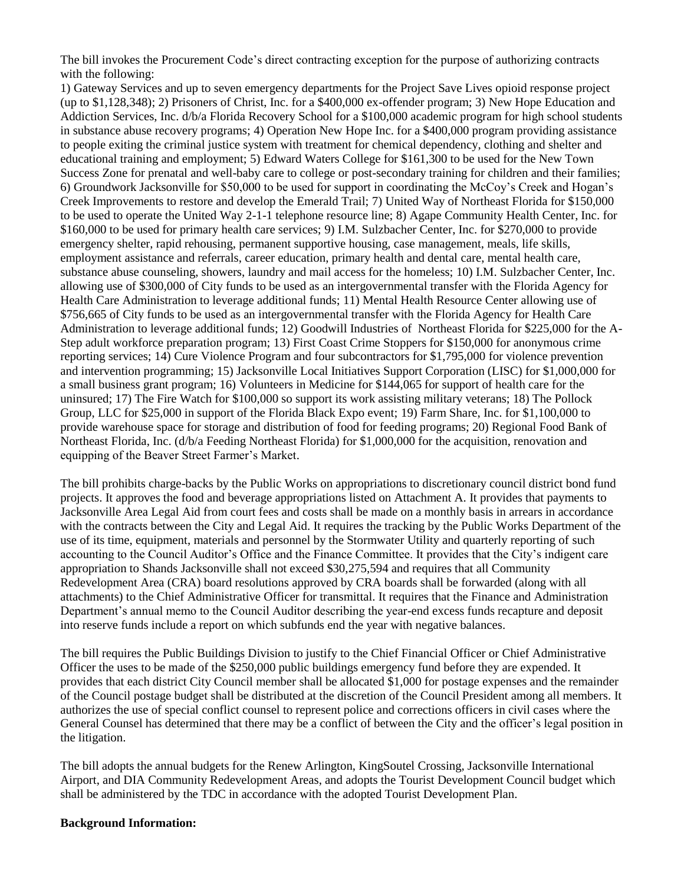The bill invokes the Procurement Code's direct contracting exception for the purpose of authorizing contracts with the following:

1) Gateway Services and up to seven emergency departments for the Project Save Lives opioid response project (up to $1,128,348); 2) Prisoners of Christ, Inc. for a $400,000 ex-offender program; 3) New Hope Education and Addiction Services, Inc. d/b/a Florida Recovery School for a $100,000 academic program for high school students in substance abuse recovery programs; 4) Operation New Hope Inc. for a $400,000 program providing assistance to people exiting the criminal justice system with treatment for chemical dependency, clothing and shelter and educational training and employment; 5) Edward Waters College for $161,300 to be used for the New Town Success Zone for prenatal and well-baby care to college or post-secondary training for children and their families; 6) Groundwork Jacksonville for $50,000 to be used for support in coordinating the McCoy's Creek and Hogan's Creek Improvements to restore and develop the Emerald Trail; 7) United Way of Northeast Florida for $150,000 to be used to operate the United Way 2-1-1 telephone resource line; 8) Agape Community Health Center, Inc. for $160,000 to be used for primary health care services; 9) I.M. Sulzbacher Center, Inc. for $270,000 to provide emergency shelter, rapid rehousing, permanent supportive housing, case management, meals, life skills, employment assistance and referrals, career education, primary health and dental care, mental health care, substance abuse counseling, showers, laundry and mail access for the homeless; 10) I.M. Sulzbacher Center, Inc. allowing use of $300,000 of City funds to be used as an intergovernmental transfer with the Florida Agency for Health Care Administration to leverage additional funds; 11) Mental Health Resource Center allowing use of $756,665 of City funds to be used as an intergovernmental transfer with the Florida Agency for Health Care Administration to leverage additional funds; 12) Goodwill Industries of Northeast Florida for $225,000 for the A-Step adult workforce preparation program; 13) First Coast Crime Stoppers for $150,000 for anonymous crime reporting services; 14) Cure Violence Program and four subcontractors for $1,795,000 for violence prevention and intervention programming; 15) Jacksonville Local Initiatives Support Corporation (LISC) for $1,000,000 for a small business grant program; 16) Volunteers in Medicine for $144,065 for support of health care for the uninsured; 17) The Fire Watch for $100,000 so support its work assisting military veterans; 18) The Pollock Group, LLC for $25,000 in support of the Florida Black Expo event; 19) Farm Share, Inc. for $1,100,000 to provide warehouse space for storage and distribution of food for feeding programs; 20) Regional Food Bank of Northeast Florida, Inc. (d/b/a Feeding Northeast Florida) for $1,000,000 for the acquisition, renovation and equipping of the Beaver Street Farmer's Market.

The bill prohibits charge-backs by the Public Works on appropriations to discretionary council district bond fund projects. It approves the food and beverage appropriations listed on Attachment A. It provides that payments to Jacksonville Area Legal Aid from court fees and costs shall be made on a monthly basis in arrears in accordance with the contracts between the City and Legal Aid. It requires the tracking by the Public Works Department of the use of its time, equipment, materials and personnel by the Stormwater Utility and quarterly reporting of such accounting to the Council Auditor's Office and the Finance Committee. It provides that the City's indigent care appropriation to Shands Jacksonville shall not exceed $30,275,594 and requires that all Community Redevelopment Area (CRA) board resolutions approved by CRA boards shall be forwarded (along with all attachments) to the Chief Administrative Officer for transmittal. It requires that the Finance and Administration Department's annual memo to the Council Auditor describing the year-end excess funds recapture and deposit into reserve funds include a report on which subfunds end the year with negative balances.

The bill requires the Public Buildings Division to justify to the Chief Financial Officer or Chief Administrative Officer the uses to be made of the $250,000 public buildings emergency fund before they are expended. It provides that each district City Council member shall be allocated $1,000 for postage expenses and the remainder of the Council postage budget shall be distributed at the discretion of the Council President among all members. It authorizes the use of special conflict counsel to represent police and corrections officers in civil cases where the General Counsel has determined that there may be a conflict of between the City and the officer's legal position in the litigation.

The bill adopts the annual budgets for the Renew Arlington, KingSoutel Crossing, Jacksonville International Airport, and DIA Community Redevelopment Areas, and adopts the Tourist Development Council budget which shall be administered by the TDC in accordance with the adopted Tourist Development Plan.

**Background Information:**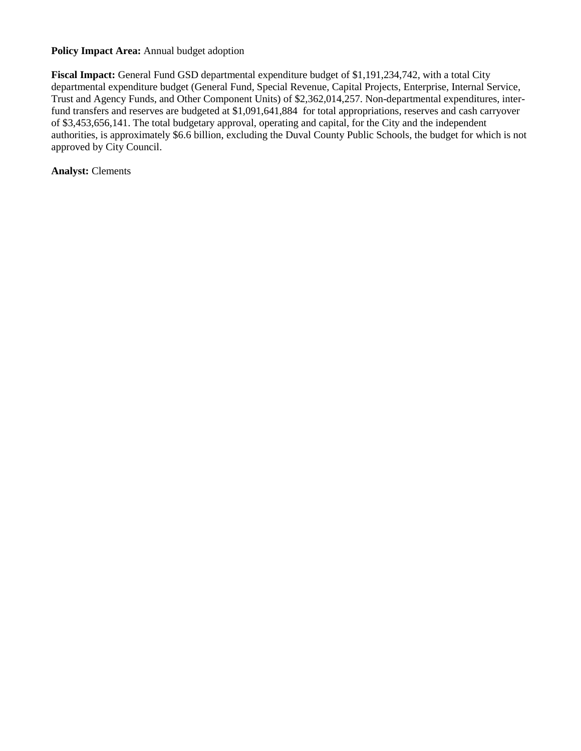**Policy Impact Area:** Annual budget adoption

**Fiscal Impact:** General Fund GSD departmental expenditure budget of $1,191,234,742, with a total City departmental expenditure budget (General Fund, Special Revenue, Capital Projects, Enterprise, Internal Service, Trust and Agency Funds, and Other Component Units) of $2,362,014,257. Non-departmental expenditures, inter-fund transfers and reserves are budgeted at $1,091,641,884 for total appropriations, reserves and cash carryover of $3,453,656,141. The total budgetary approval, operating and capital, for the City and the independent authorities, is approximately $6.6 billion, excluding the Duval County Public Schools, the budget for which is not approved by City Council.

**Analyst:** Clements